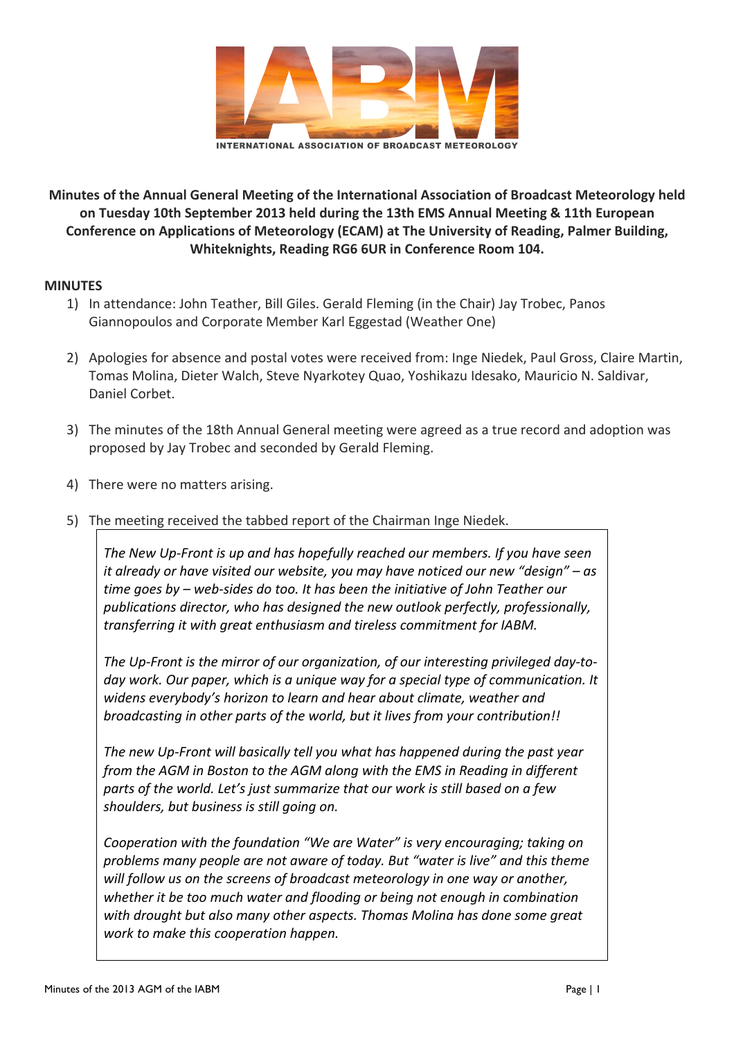INTERNATIONAL ASSOCIATION OF BROADCAST METEOROLOGY

**Minutes of the Annual General Meeting of the International Association of Broadcast Meteorology held on Tuesday 10th September 2013 held during the 13th EMS Annual Meeting & 11th European Conference on Applications of Meteorology (ECAM) at The University of Reading, Palmer Building, Whiteknights, Reading RG6 6UR in Conference Room 104.**

## MINUTES

1) In attendance: John Teather, Bill Giles. Gerald Fleming (in the Chair) Jay Trobec, Panos Giannopoulos and Corporate Member Karl Eggestad (Weather One)

2) Apologies for absence and postal votes were received from: Inge Niedek, Paul Gross, Claire Martin, Tomas Molina, Dieter Walch, Steve Nyarkotey Quao, Yoshikazu Idesako, Mauricio N. Saldivar, Daniel Corbet.

3) The minutes of the 18th Annual General meeting were agreed as a true record and adoption was proposed by Jay Trobec and seconded by Gerald Fleming.

4) There were no matters arising.

5) The meeting received the tabbed report of the Chairman Inge Niedek.

> *The New Up-Front is up and has hopefully reached our members. If you have seen it already or have visited our website, you may have noticed our new "design" – as time goes by – web-sides do too. It has been the initiative of John Teather our publications director, who has designed the new outlook perfectly, professionally, transferring it with great enthusiasm and tireless commitment for IABM.*
>
> *The Up-Front is the mirror of our organization, of our interesting privileged day-to-day work. Our paper, which is a unique way for a special type of communication. It widens everybody's horizon to learn and hear about climate, weather and broadcasting in other parts of the world, but it lives from your contribution!!*
>
> *The new Up-Front will basically tell you what has happened during the past year from the AGM in Boston to the AGM along with the EMS in Reading in different parts of the world. Let's just summarize that our work is still based on a few shoulders, but business is still going on.*
>
> *Cooperation with the foundation "We are Water" is very encouraging; taking on problems many people are not aware of today. But "water is live" and this theme will follow us on the screens of broadcast meteorology in one way or another, whether it be too much water and flooding or being not enough in combination with drought but also many other aspects. Thomas Molina has done some great work to make this cooperation happen.*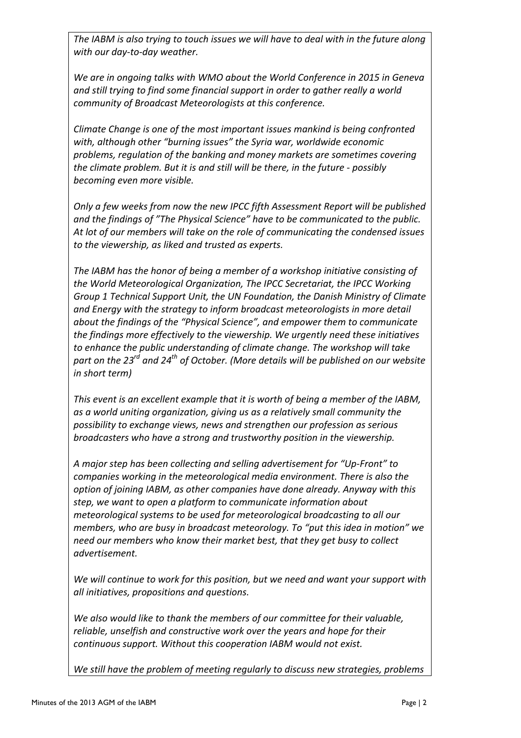*The IABM is also trying to touch issues we will have to deal with in the future along with our day-to-day weather.*

*We are in ongoing talks with WMO about the World Conference in 2015 in Geneva and still trying to find some financial support in order to gather really a world community of Broadcast Meteorologists at this conference.*

*Climate Change is one of the most important issues mankind is being confronted with, although other "burning issues" the Syria war, worldwide economic problems, regulation of the banking and money markets are sometimes covering the climate problem. But it is and still will be there, in the future - possibly becoming even more visible.*

*Only a few weeks from now the new IPCC fifth Assessment Report will be published and the findings of "The Physical Science" have to be communicated to the public. At lot of our members will take on the role of communicating the condensed issues to the viewership, as liked and trusted as experts.*

*The IABM has the honor of being a member of a workshop initiative consisting of the World Meteorological Organization, The IPCC Secretariat, the IPCC Working Group 1 Technical Support Unit, the UN Foundation, the Danish Ministry of Climate and Energy with the strategy to inform broadcast meteorologists in more detail about the findings of the "Physical Science", and empower them to communicate the findings more effectively to the viewership. We urgently need these initiatives to enhance the public understanding of climate change. The workshop will take part on the 23rd and 24th of October. (More details will be published on our website in short term)*

*This event is an excellent example that it is worth of being a member of the IABM, as a world uniting organization, giving us as a relatively small community the possibility to exchange views, news and strengthen our profession as serious broadcasters who have a strong and trustworthy position in the viewership.*

*A major step has been collecting and selling advertisement for "Up-Front" to companies working in the meteorological media environment. There is also the option of joining IABM, as other companies have done already. Anyway with this step, we want to open a platform to communicate information about meteorological systems to be used for meteorological broadcasting to all our members, who are busy in broadcast meteorology. To "put this idea in motion" we need our members who know their market best, that they get busy to collect advertisement.*

*We will continue to work for this position, but we need and want your support with all initiatives, propositions and questions.*

*We also would like to thank the members of our committee for their valuable, reliable, unselfish and constructive work over the years and hope for their continuous support. Without this cooperation IABM would not exist.*

*We still have the problem of meeting regularly to discuss new strategies, problems*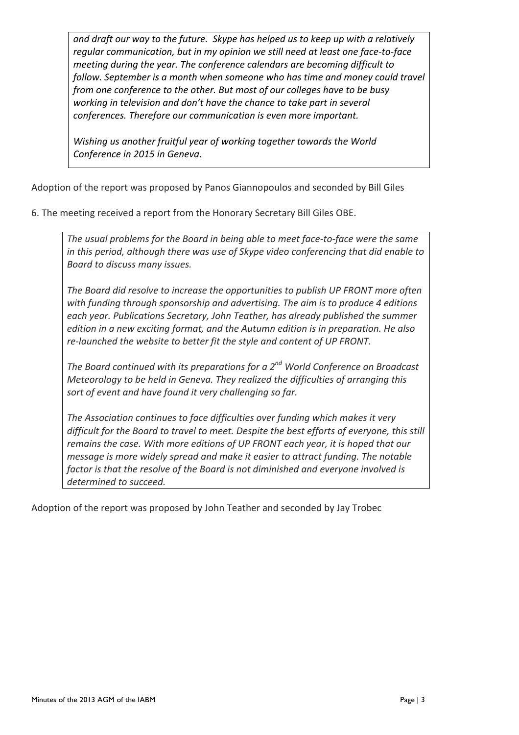*and draft our way to the future. Skype has helped us to keep up with a relatively regular communication, but in my opinion we still need at least one face-to-face meeting during the year. The conference calendars are becoming difficult to follow. September is a month when someone who has time and money could travel from one conference to the other. But most of our colleges have to be busy working in television and don't have the chance to take part in several conferences. Therefore our communication is even more important.*

*Wishing us another fruitful year of working together towards the World Conference in 2015 in Geneva.*

Adoption of the report was proposed by Panos Giannopoulos and seconded by Bill Giles

6. The meeting received a report from the Honorary Secretary Bill Giles OBE.

*The usual problems for the Board in being able to meet face-to-face were the same in this period, although there was use of Skype video conferencing that did enable to Board to discuss many issues.*

*The Board did resolve to increase the opportunities to publish UP FRONT more often with funding through sponsorship and advertising. The aim is to produce 4 editions each year. Publications Secretary, John Teather, has already published the summer edition in a new exciting format, and the Autumn edition is in preparation. He also re-launched the website to better fit the style and content of UP FRONT.*

*The Board continued with its preparations for a 2nd World Conference on Broadcast Meteorology to be held in Geneva. They realized the difficulties of arranging this sort of event and have found it very challenging so far.*

*The Association continues to face difficulties over funding which makes it very difficult for the Board to travel to meet. Despite the best efforts of everyone, this still remains the case. With more editions of UP FRONT each year, it is hoped that our message is more widely spread and make it easier to attract funding. The notable factor is that the resolve of the Board is not diminished and everyone involved is determined to succeed.*

Adoption of the report was proposed by John Teather and seconded by Jay Trobec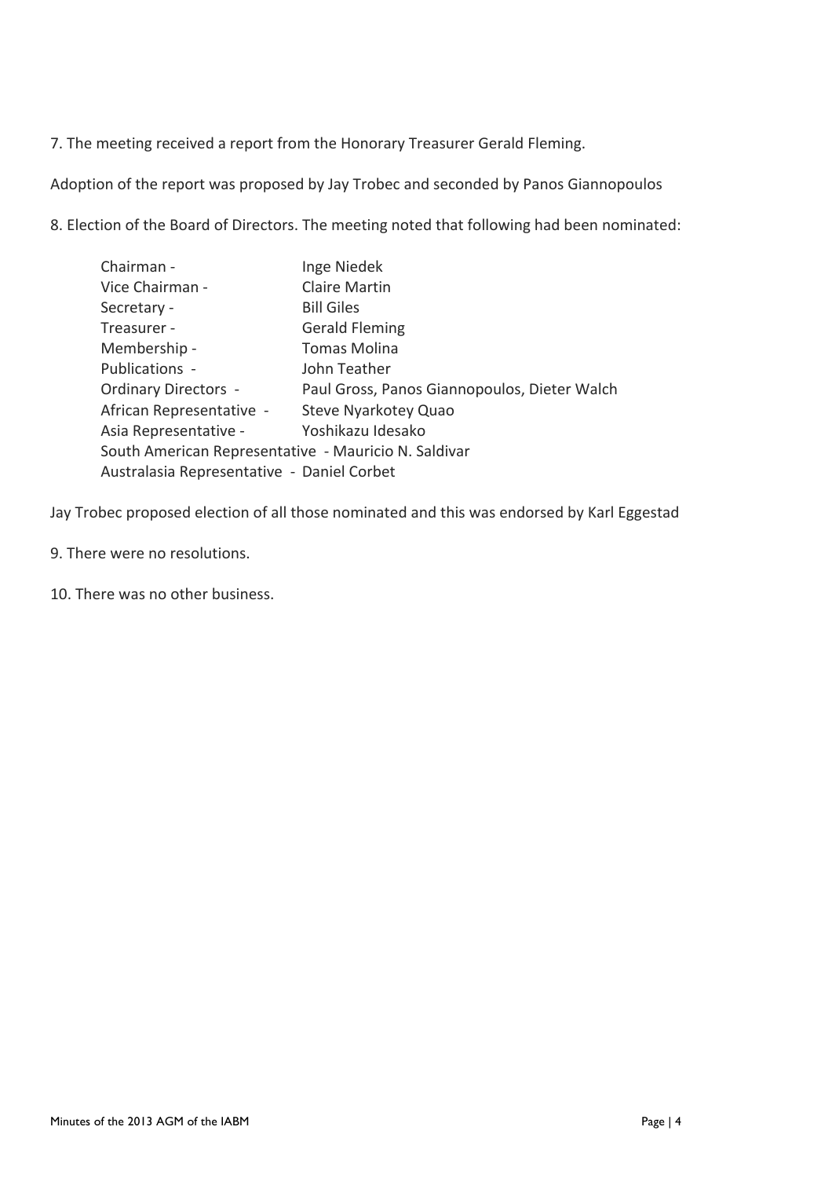7. The meeting received a report from the Honorary Treasurer Gerald Fleming.

Adoption of the report was proposed by Jay Trobec and seconded by Panos Giannopoulos

8. Election of the Board of Directors. The meeting noted that following had been nominated:

| | |
|---|---|
| Chairman - | Inge Niedek |
| Vice Chairman - | Claire Martin |
| Secretary - | Bill Giles |
| Treasurer - | Gerald Fleming |
| Membership - | Tomas Molina |
| Publications - | John Teather |
| Ordinary Directors - | Paul Gross, Panos Giannopoulos, Dieter Walch |
| African Representative - | Steve Nyarkotey Quao |
| Asia Representative - | Yoshikazu Idesako |
| South American Representative - | Mauricio N. Saldivar |
| Australasia Representative - | Daniel Corbet |

Jay Trobec proposed election of all those nominated and this was endorsed by Karl Eggestad

9. There were no resolutions.

10. There was no other business.